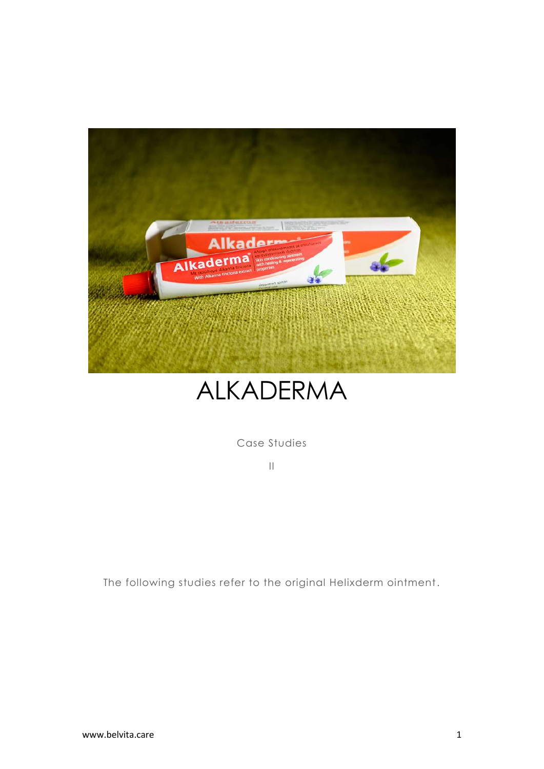# ALKADERMA

Case Studies

II

The following studies refer to the original Helixderm ointment.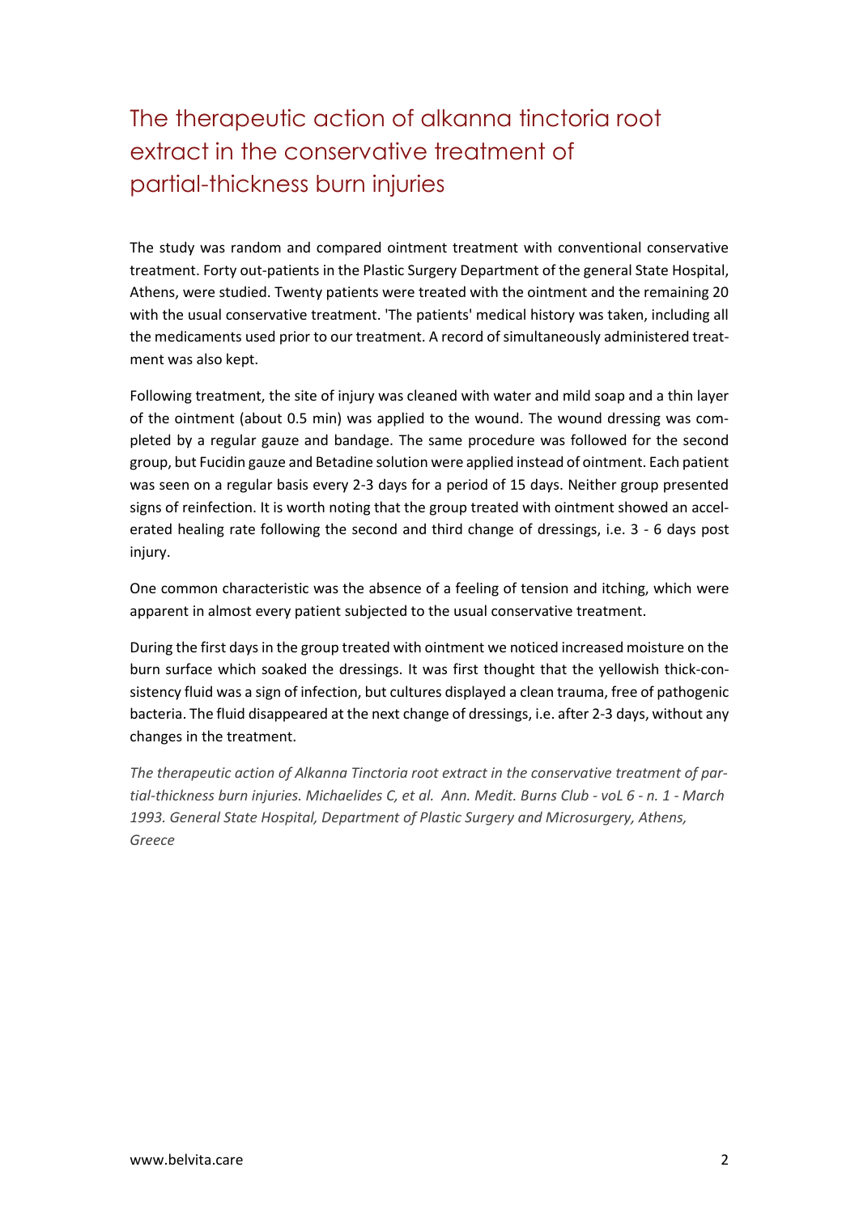# The therapeutic action of alkanna tinctoria root extract in the conservative treatment of partial-thickness burn injuries

The study was random and compared ointment treatment with conventional conservative treatment. Forty out-patients in the Plastic Surgery Department of the general State Hospital, Athens, were studied. Twenty patients were treated with the ointment and the remaining 20 with the usual conservative treatment. 'The patients' medical history was taken, including all the medicaments used prior to our treatment. A record of simultaneously administered treatment was also kept.

Following treatment, the site of injury was cleaned with water and mild soap and a thin layer of the ointment (about 0.5 min) was applied to the wound. The wound dressing was completed by a regular gauze and bandage. The same procedure was followed for the second group, but Fucidin gauze and Betadine solution were applied instead of ointment. Each patient was seen on a regular basis every 2-3 days for a period of 15 days. Neither group presented signs of reinfection. It is worth noting that the group treated with ointment showed an accelerated healing rate following the second and third change of dressings, i.e. 3 - 6 days post injury.

One common characteristic was the absence of a feeling of tension and itching, which were apparent in almost every patient subjected to the usual conservative treatment.

During the first days in the group treated with ointment we noticed increased moisture on the burn surface which soaked the dressings. It was first thought that the yellowish thick-consistency fluid was a sign of infection, but cultures displayed a clean trauma, free of pathogenic bacteria. The fluid disappeared at the next change of dressings, i.e. after 2-3 days, without any changes in the treatment.

*The therapeutic action of Alkanna Tinctoria root extract in the conservative treatment of partial-thickness burn injuries. Michaelides C, et al. Ann. Medit. Burns Club - voL 6 - n. 1 - March 1993. General State Hospital, Department of Plastic Surgery and Microsurgery, Athens, Greece*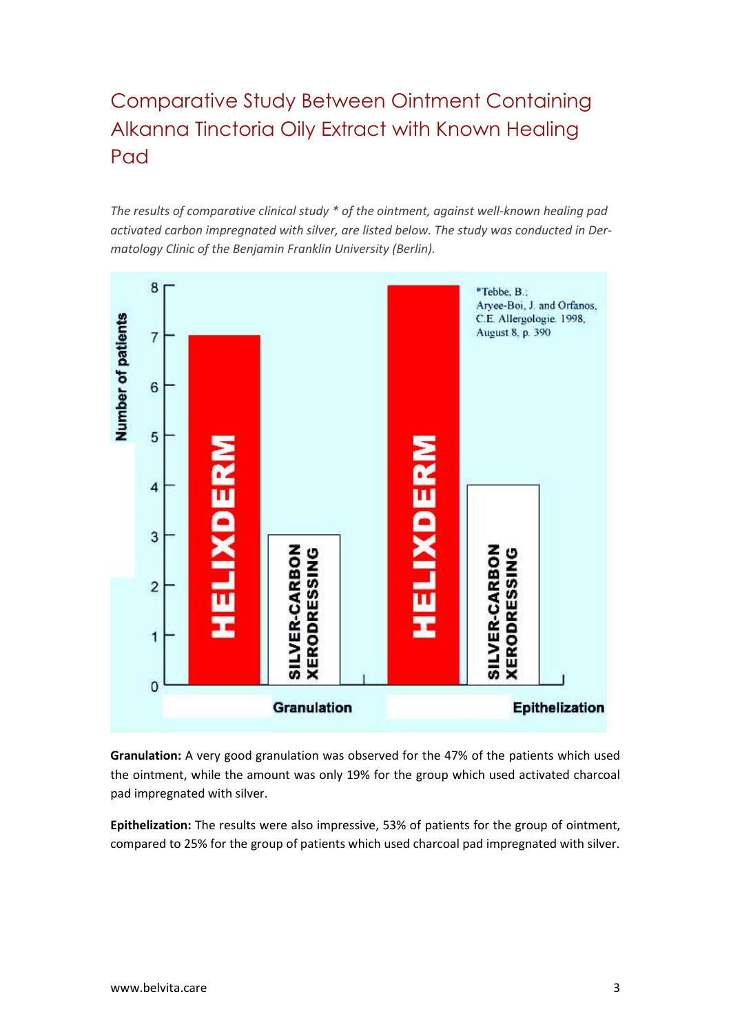# Comparative Study Between Ointment Containing Alkanna Tinctoria Oily Extract with Known Healing Pad

*The results of comparative clinical study * of the ointment, against well-known healing pad activated carbon impregnated with silver, are listed below. The study was conducted in Dermatology Clinic of the Benjamin Franklin University (Berlin).*

| | HELIXDERM | SILVER-CARBON XERODRESSING |
|---|---|---|
| Granulation (number of patients) | 7 | 3 |
| Epithelization (number of patients) | 8 | 4 |

*Tebbe, B.; Aryee-Boi, J. and Orfanos, C.E. Allergologie. 1998, August 8, p. 390

**Granulation:** A very good granulation was observed for the 47% of the patients which used the ointment, while the amount was only 19% for the group which used activated charcoal pad impregnated with silver.

**Epithelization:** The results were also impressive, 53% of patients for the group of ointment, compared to 25% for the group of patients which used charcoal pad impregnated with silver.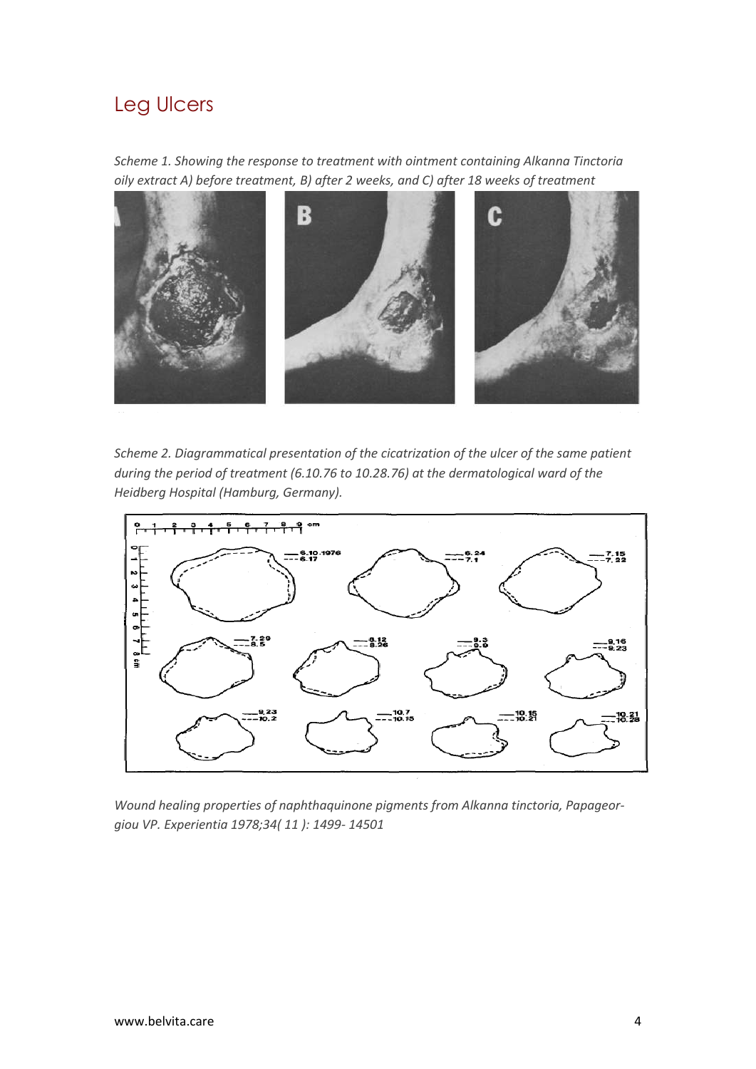## Leg Ulcers

*Scheme 1. Showing the response to treatment with ointment containing Alkanna Tinctoria oily extract A) before treatment, B) after 2 weeks, and C) after 18 weeks of treatment*

*Scheme 2. Diagrammatical presentation of the cicatrization of the ulcer of the same patient during the period of treatment (6.10.76 to 10.28.76) at the dermatological ward of the Heidberg Hospital (Hamburg, Germany).*

*Wound healing properties of naphthaquinone pigments from Alkanna tinctoria, Papageorgiou VP. Experientia 1978;34( 11 ): 1499- 14501*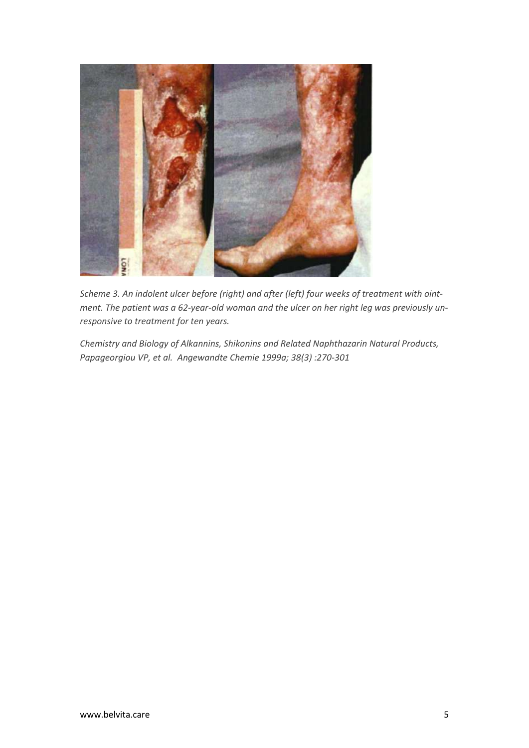*Scheme 3. An indolent ulcer before (right) and after (left) four weeks of treatment with ointment. The patient was a 62-year-old woman and the ulcer on her right leg was previously unresponsive to treatment for ten years.*

*Chemistry and Biology of Alkannins, Shikonins and Related Naphthazarin Natural Products, Papageorgiou VP, et al. Angewandte Chemie 1999a; 38(3) :270-301*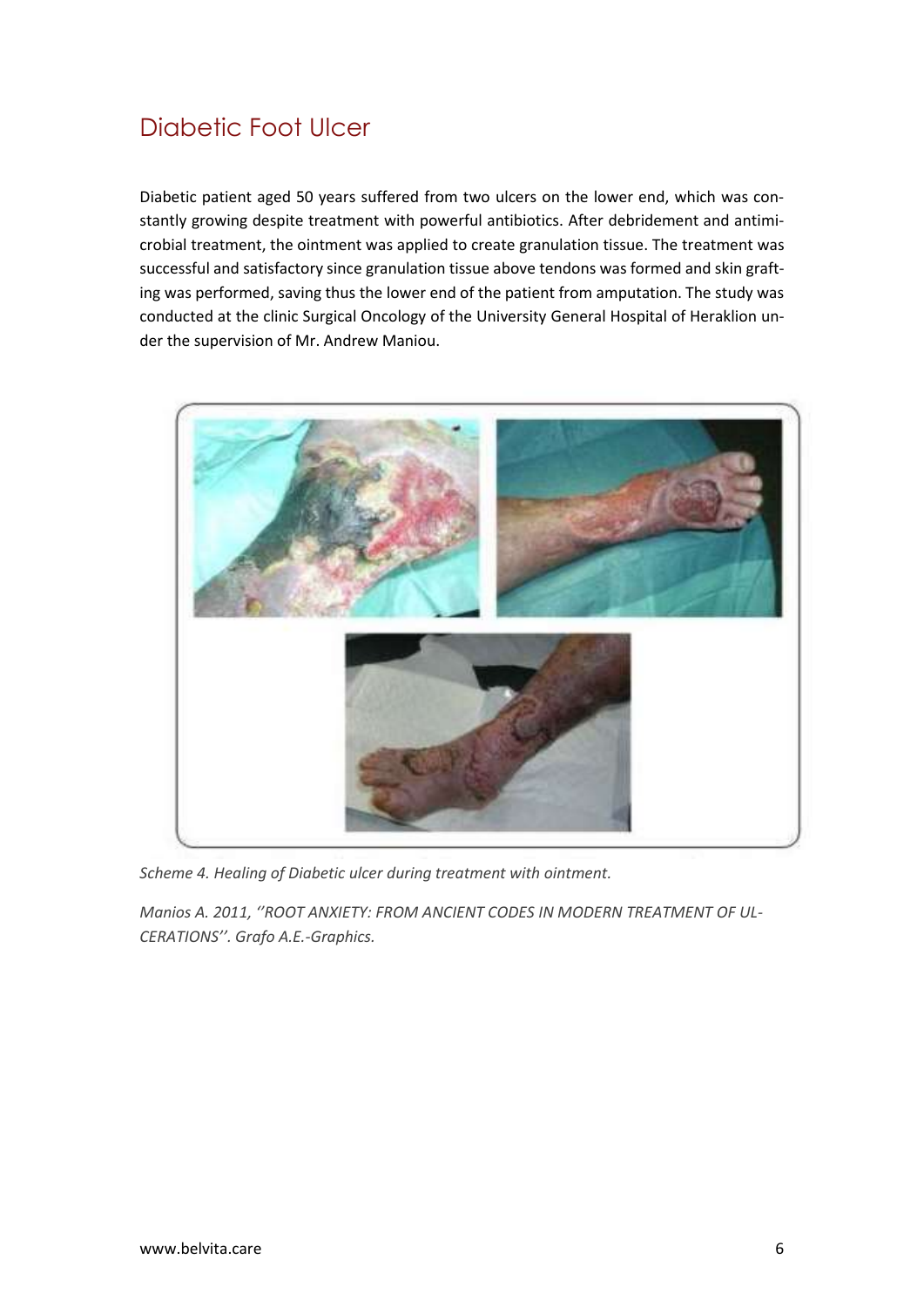## Diabetic Foot Ulcer

Diabetic patient aged 50 years suffered from two ulcers on the lower end, which was constantly growing despite treatment with powerful antibiotics. After debridement and antimicrobial treatment, the ointment was applied to create granulation tissue. The treatment was successful and satisfactory since granulation tissue above tendons was formed and skin grafting was performed, saving thus the lower end of the patient from amputation. The study was conducted at the clinic Surgical Oncology of the University General Hospital of Heraklion under the supervision of Mr. Andrew Maniou.

*Scheme 4. Healing of Diabetic ulcer during treatment with ointment.*

*Manios A. 2011, ''ROOT ANXIETY: FROM ANCIENT CODES IN MODERN TREATMENT OF ULCERATIONS''. Grafo A.E.-Graphics.*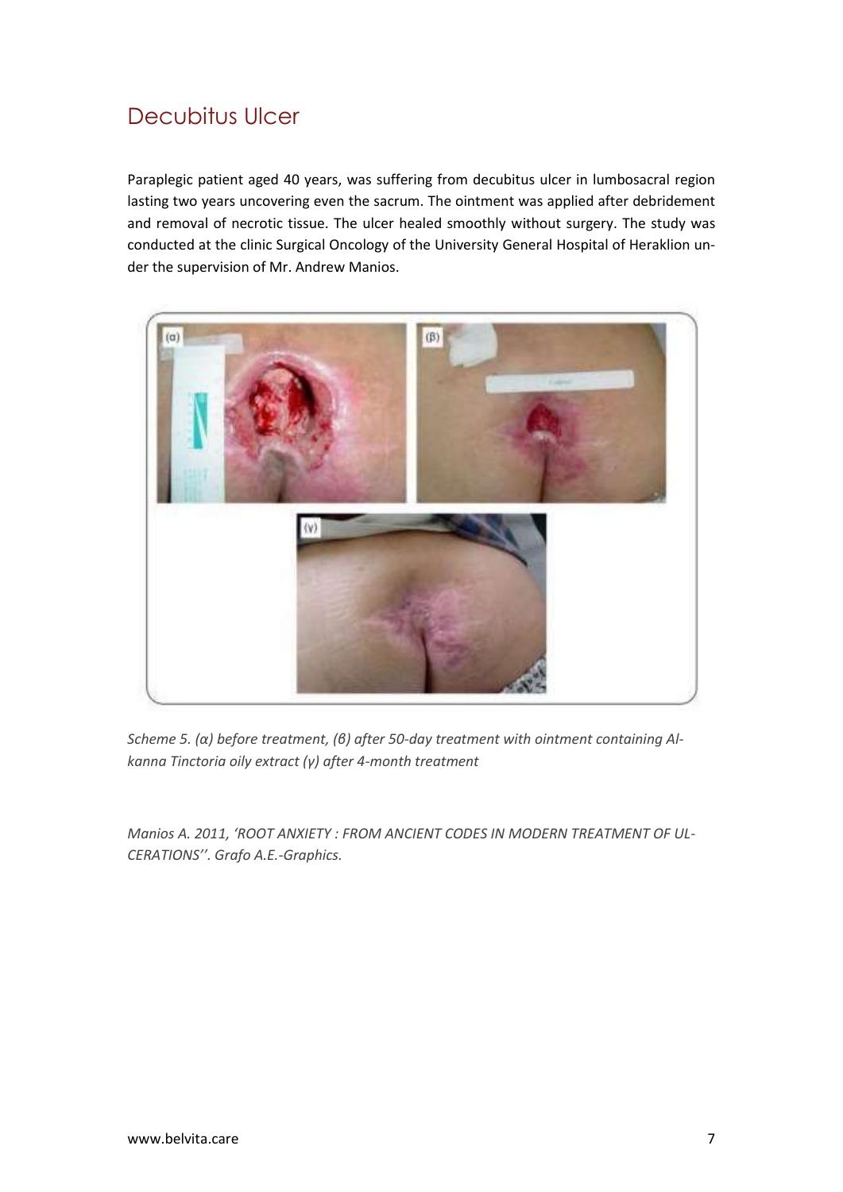## Decubitus Ulcer

Paraplegic patient aged 40 years, was suffering from decubitus ulcer in lumbosacral region lasting two years uncovering even the sacrum. The ointment was applied after debridement and removal of necrotic tissue. The ulcer healed smoothly without surgery. The study was conducted at the clinic Surgical Oncology of the University General Hospital of Heraklion under the supervision of Mr. Andrew Manios.

*Scheme 5. (α) before treatment, (β) after 50-day treatment with ointment containing Alkanna Tinctoria oily extract (γ) after 4-month treatment*

*Manios A. 2011, 'ROOT ANXIETY : FROM ANCIENT CODES IN MODERN TREATMENT OF ULCERATIONS''. Grafo A.E.-Graphics.*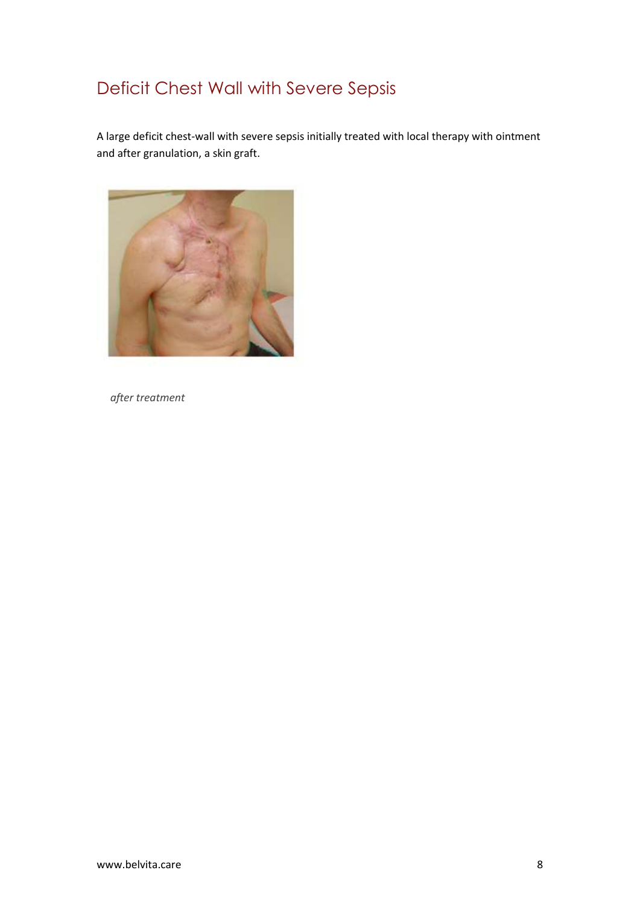# Deficit Chest Wall with Severe Sepsis

A large deficit chest-wall with severe sepsis initially treated with local therapy with ointment and after granulation, a skin graft.

*after treatment*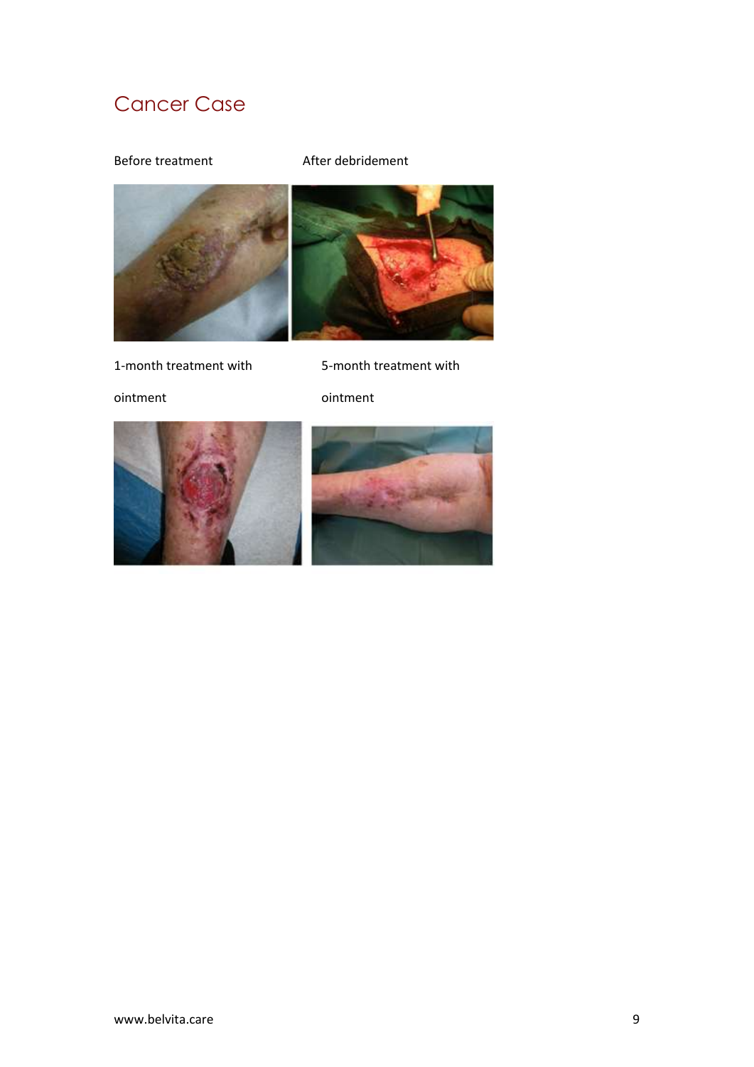## Cancer Case

Before treatment

After debridement

1-month treatment with ointment

5-month treatment with ointment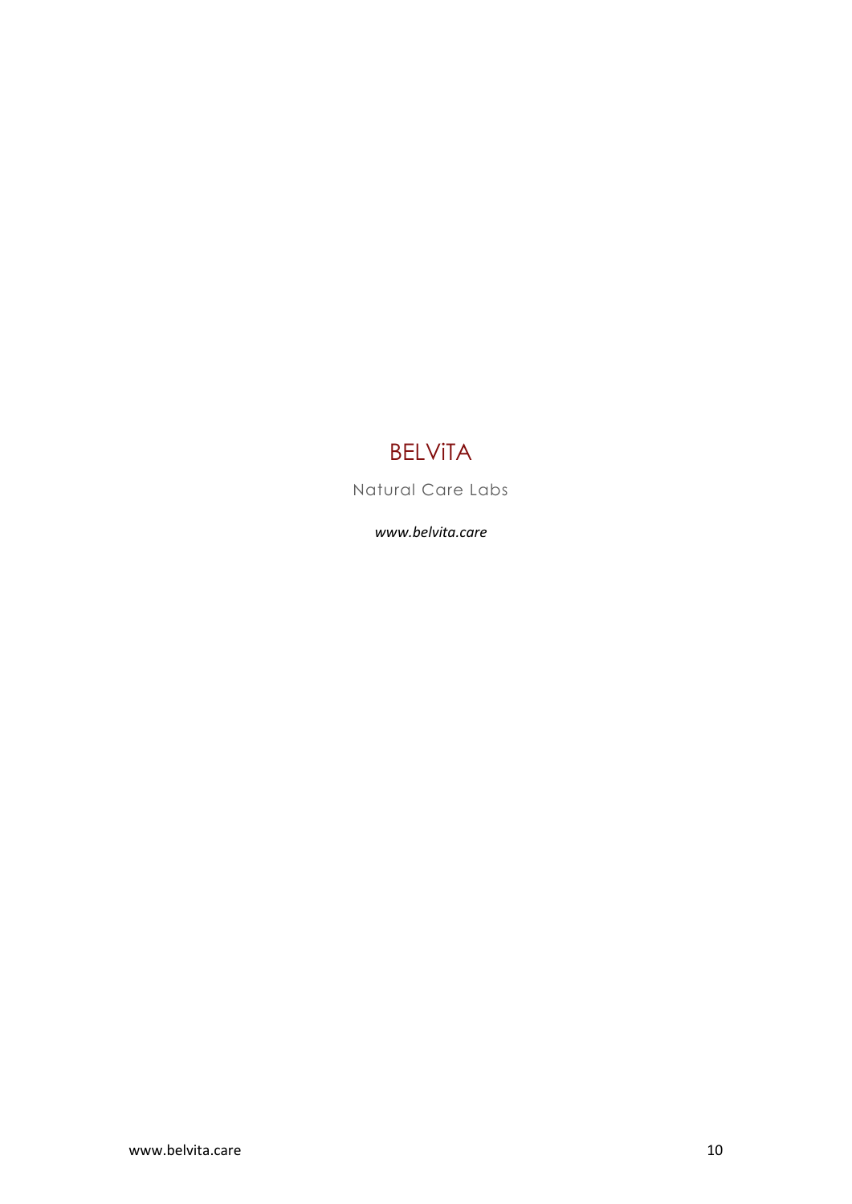BELViTA

Natural Care Labs

*www.belvita.care*